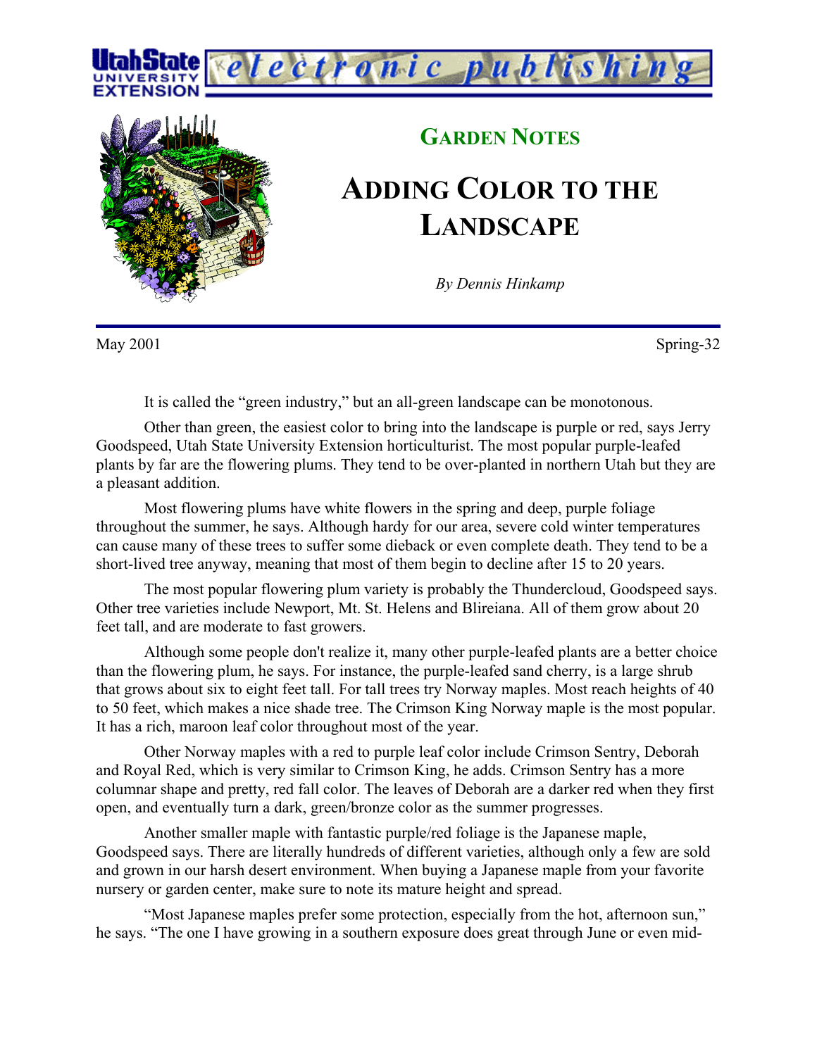# Garden Notes

# Adding Color to the Landscape

*By Dennis Hinkamp*

May 2001 Spring-32

It is called the "green industry," but an all-green landscape can be monotonous.

Other than green, the easiest color to bring into the landscape is purple or red, says Jerry Goodspeed, Utah State University Extension horticulturist. The most popular purple-leafed plants by far are the flowering plums. They tend to be over-planted in northern Utah but they are a pleasant addition.

Most flowering plums have white flowers in the spring and deep, purple foliage throughout the summer, he says. Although hardy for our area, severe cold winter temperatures can cause many of these trees to suffer some dieback or even complete death. They tend to be a short-lived tree anyway, meaning that most of them begin to decline after 15 to 20 years.

The most popular flowering plum variety is probably the Thundercloud, Goodspeed says. Other tree varieties include Newport, Mt. St. Helens and Blireiana. All of them grow about 20 feet tall, and are moderate to fast growers.

Although some people don't realize it, many other purple-leafed plants are a better choice than the flowering plum, he says. For instance, the purple-leafed sand cherry, is a large shrub that grows about six to eight feet tall. For tall trees try Norway maples. Most reach heights of 40 to 50 feet, which makes a nice shade tree. The Crimson King Norway maple is the most popular. It has a rich, maroon leaf color throughout most of the year.

Other Norway maples with a red to purple leaf color include Crimson Sentry, Deborah and Royal Red, which is very similar to Crimson King, he adds. Crimson Sentry has a more columnar shape and pretty, red fall color. The leaves of Deborah are a darker red when they first open, and eventually turn a dark, green/bronze color as the summer progresses.

Another smaller maple with fantastic purple/red foliage is the Japanese maple, Goodspeed says. There are literally hundreds of different varieties, although only a few are sold and grown in our harsh desert environment. When buying a Japanese maple from your favorite nursery or garden center, make sure to note its mature height and spread.

"Most Japanese maples prefer some protection, especially from the hot, afternoon sun," he says. "The one I have growing in a southern exposure does great through June or even mid-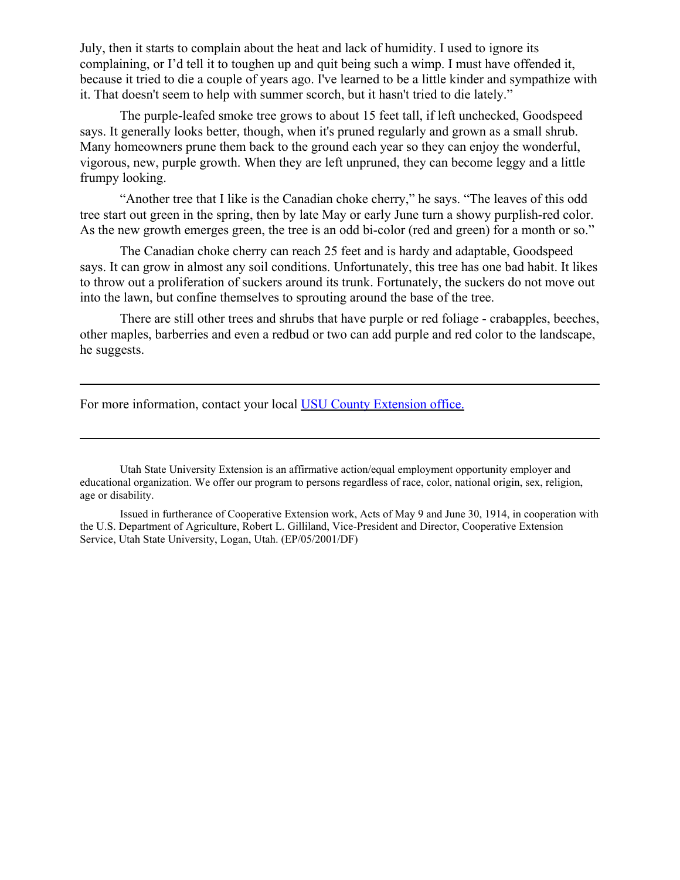July, then it starts to complain about the heat and lack of humidity. I used to ignore its complaining, or I'd tell it to toughen up and quit being such a wimp. I must have offended it, because it tried to die a couple of years ago. I've learned to be a little kinder and sympathize with it. That doesn't seem to help with summer scorch, but it hasn't tried to die lately."

The purple-leafed smoke tree grows to about 15 feet tall, if left unchecked, Goodspeed says. It generally looks better, though, when it's pruned regularly and grown as a small shrub. Many homeowners prune them back to the ground each year so they can enjoy the wonderful, vigorous, new, purple growth. When they are left unpruned, they can become leggy and a little frumpy looking.

"Another tree that I like is the Canadian choke cherry," he says. "The leaves of this odd tree start out green in the spring, then by late May or early June turn a showy purplish-red color. As the new growth emerges green, the tree is an odd bi-color (red and green) for a month or so."

The Canadian choke cherry can reach 25 feet and is hardy and adaptable, Goodspeed says. It can grow in almost any soil conditions. Unfortunately, this tree has one bad habit. It likes to throw out a proliferation of suckers around its trunk. Fortunately, the suckers do not move out into the lawn, but confine themselves to sprouting around the base of the tree.

There are still other trees and shrubs that have purple or red foliage - crabapples, beeches, other maples, barberries and even a redbud or two can add purple and red color to the landscape, he suggests.

---

For more information, contact your local USU County Extension office.

---

Utah State University Extension is an affirmative action/equal employment opportunity employer and educational organization. We offer our program to persons regardless of race, color, national origin, sex, religion, age or disability.

Issued in furtherance of Cooperative Extension work, Acts of May 9 and June 30, 1914, in cooperation with the U.S. Department of Agriculture, Robert L. Gilliland, Vice-President and Director, Cooperative Extension Service, Utah State University, Logan, Utah. (EP/05/2001/DF)